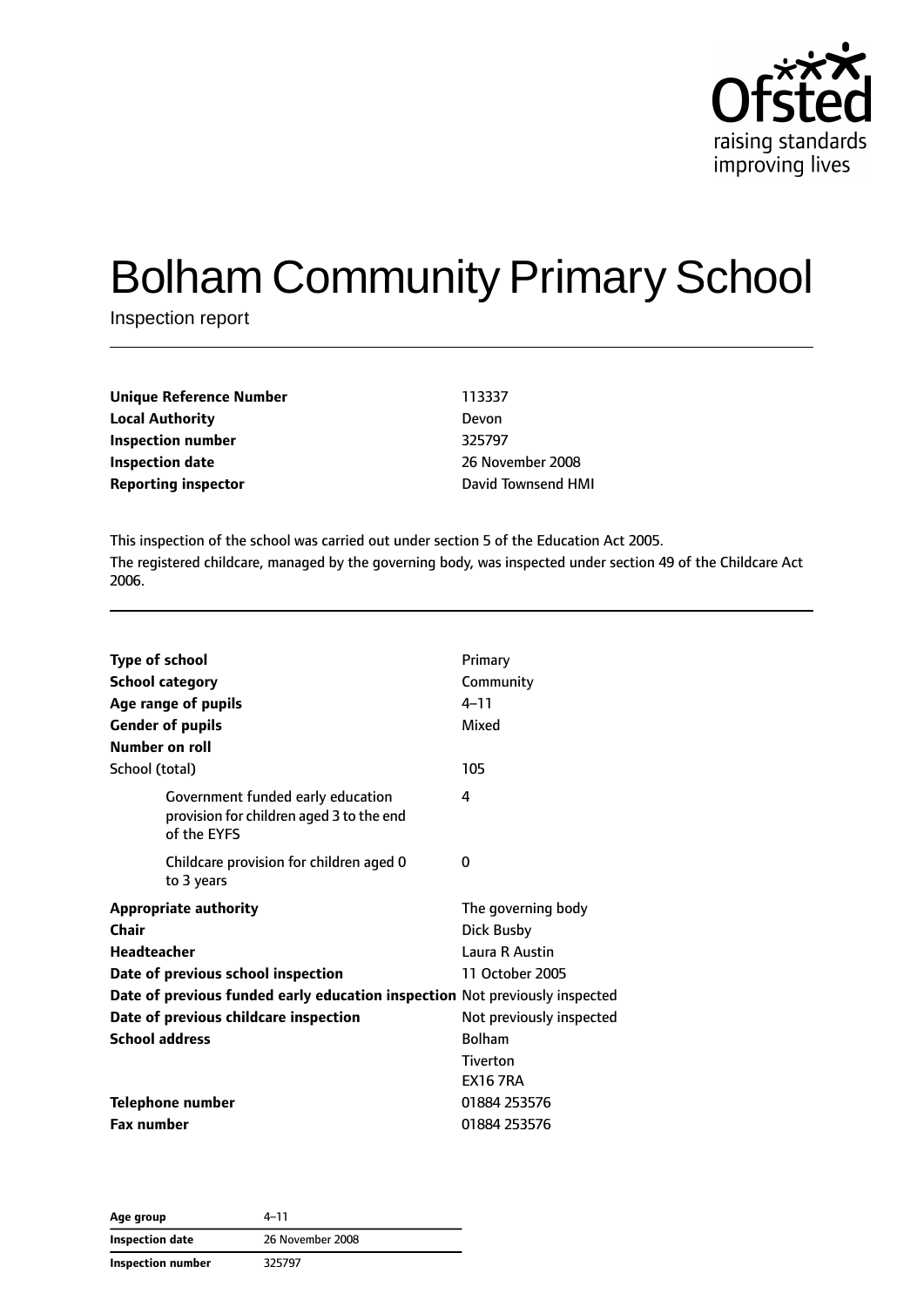# Bolham Community Primary School

Inspection report

| | |
|---|---|
| **Unique Reference Number** | 113337 |
| **Local Authority** | Devon |
| **Inspection number** | 325797 |
| **Inspection date** | 26 November 2008 |
| **Reporting inspector** | David Townsend HMI |

This inspection of the school was carried out under section 5 of the Education Act 2005.

The registered childcare, managed by the governing body, was inspected under section 49 of the Childcare Act 2006.

| | |
|---|---|
| **Type of school** | Primary |
| **School category** | Community |
| **Age range of pupils** | 4–11 |
| **Gender of pupils** | Mixed |
| **Number on roll** | |
| School (total) | 105 |
| Government funded early education provision for children aged 3 to the end of the EYFS | 4 |
| Childcare provision for children aged 0 to 3 years | 0 |
| **Appropriate authority** | The governing body |
| **Chair** | Dick Busby |
| **Headteacher** | Laura R Austin |
| **Date of previous school inspection** | 11 October 2005 |
| **Date of previous funded early education inspection** | Not previously inspected |
| **Date of previous childcare inspection** | Not previously inspected |
| **School address** | Bolham<br>Tiverton<br>EX16 7RA |
| **Telephone number** | 01884 253576 |
| **Fax number** | 01884 253576 |

| | |
|---|---|
| **Age group** | 4–11 |
| **Inspection date** | 26 November 2008 |
| **Inspection number** | 325797 |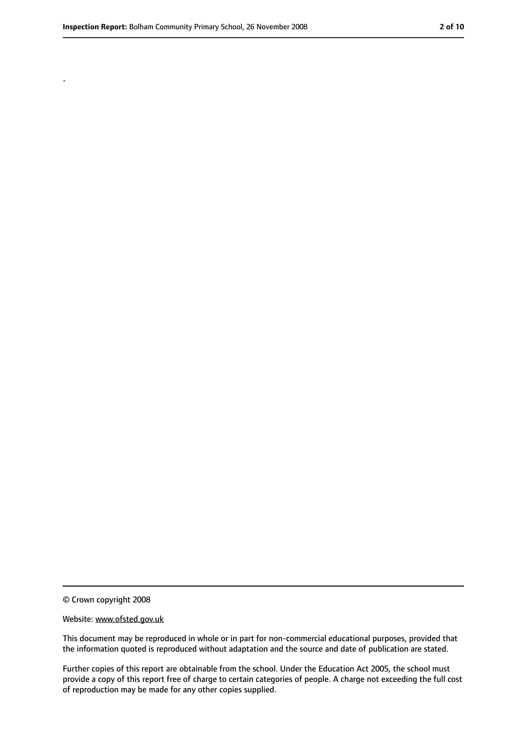.

© Crown copyright 2008

Website: www.ofsted.gov.uk

This document may be reproduced in whole or in part for non-commercial educational purposes, provided that the information quoted is reproduced without adaptation and the source and date of publication are stated.

Further copies of this report are obtainable from the school. Under the Education Act 2005, the school must provide a copy of this report free of charge to certain categories of people. A charge not exceeding the full cost of reproduction may be made for any other copies supplied.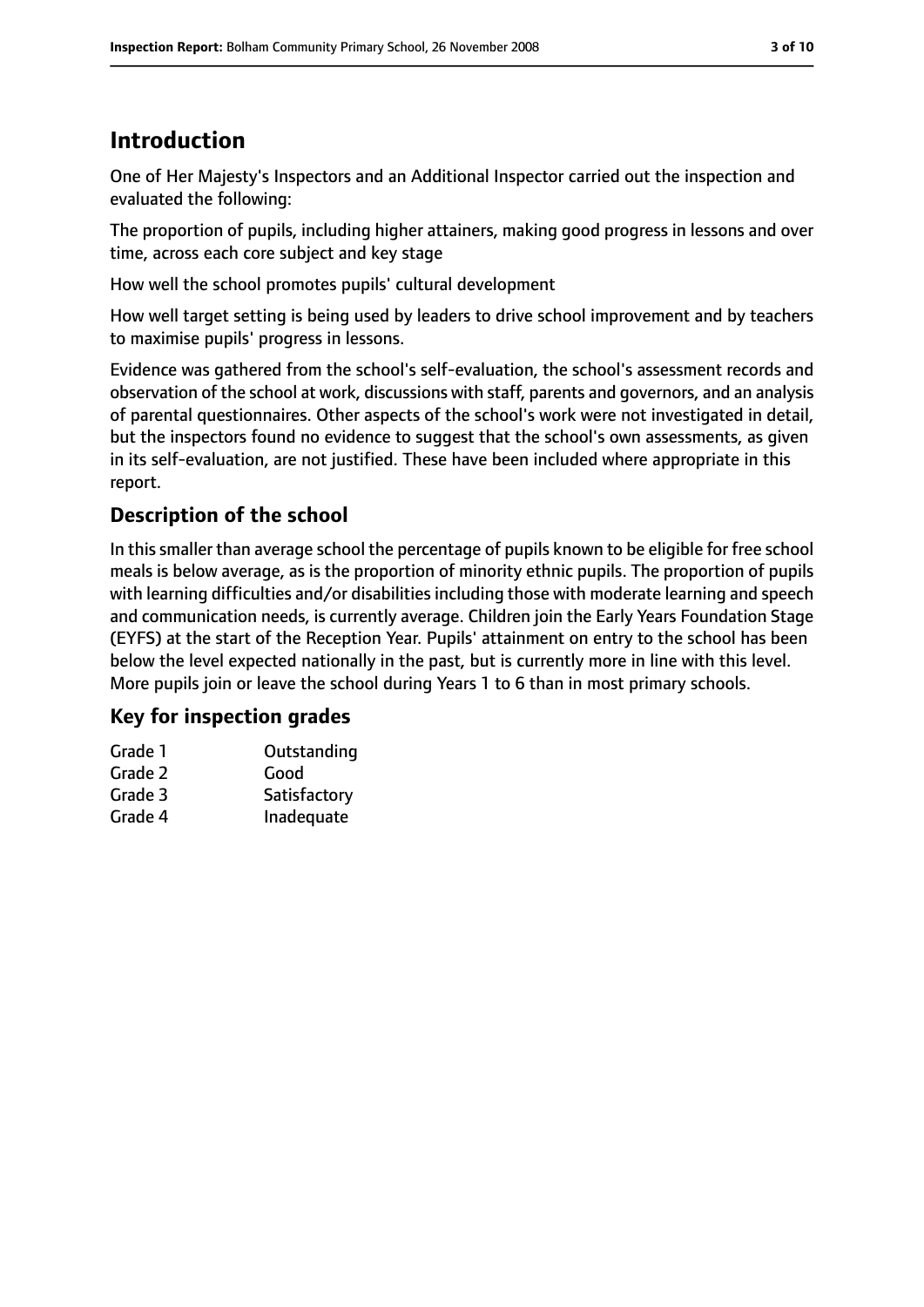## Introduction

One of Her Majesty's Inspectors and an Additional Inspector carried out the inspection and evaluated the following:

The proportion of pupils, including higher attainers, making good progress in lessons and over time, across each core subject and key stage

How well the school promotes pupils' cultural development

How well target setting is being used by leaders to drive school improvement and by teachers to maximise pupils' progress in lessons.

Evidence was gathered from the school's self-evaluation, the school's assessment records and observation of the school at work, discussions with staff, parents and governors, and an analysis of parental questionnaires. Other aspects of the school's work were not investigated in detail, but the inspectors found no evidence to suggest that the school's own assessments, as given in its self-evaluation, are not justified. These have been included where appropriate in this report.

### Description of the school

In this smaller than average school the percentage of pupils known to be eligible for free school meals is below average, as is the proportion of minority ethnic pupils. The proportion of pupils with learning difficulties and/or disabilities including those with moderate learning and speech and communication needs, is currently average. Children join the Early Years Foundation Stage (EYFS) at the start of the Reception Year. Pupils' attainment on entry to the school has been below the level expected nationally in the past, but is currently more in line with this level. More pupils join or leave the school during Years 1 to 6 than in most primary schools.

### Key for inspection grades

| | |
|---|---|
| Grade 1 | Outstanding |
| Grade 2 | Good |
| Grade 3 | Satisfactory |
| Grade 4 | Inadequate |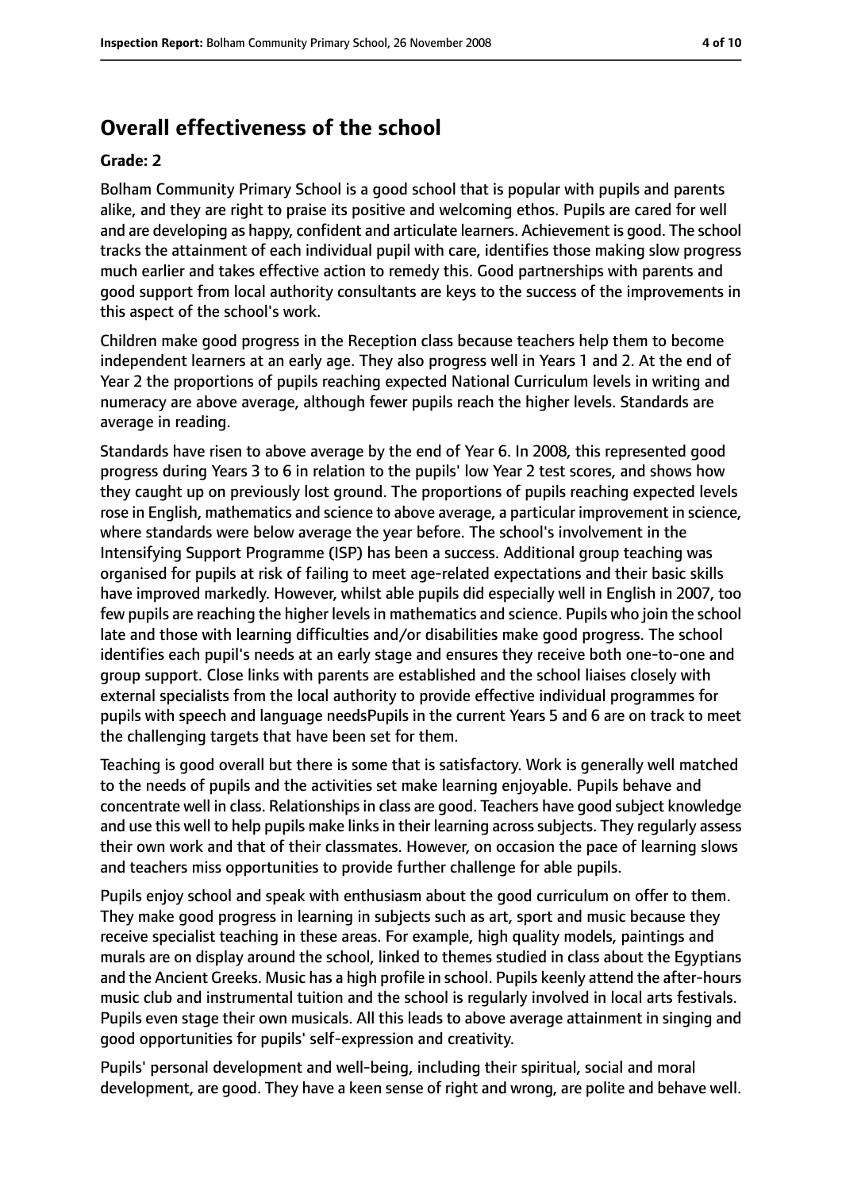## Overall effectiveness of the school

**Grade: 2**

Bolham Community Primary School is a good school that is popular with pupils and parents alike, and they are right to praise its positive and welcoming ethos. Pupils are cared for well and are developing as happy, confident and articulate learners. Achievement is good. The school tracks the attainment of each individual pupil with care, identifies those making slow progress much earlier and takes effective action to remedy this. Good partnerships with parents and good support from local authority consultants are keys to the success of the improvements in this aspect of the school's work.

Children make good progress in the Reception class because teachers help them to become independent learners at an early age. They also progress well in Years 1 and 2. At the end of Year 2 the proportions of pupils reaching expected National Curriculum levels in writing and numeracy are above average, although fewer pupils reach the higher levels. Standards are average in reading.

Standards have risen to above average by the end of Year 6. In 2008, this represented good progress during Years 3 to 6 in relation to the pupils' low Year 2 test scores, and shows how they caught up on previously lost ground. The proportions of pupils reaching expected levels rose in English, mathematics and science to above average, a particular improvement in science, where standards were below average the year before. The school's involvement in the Intensifying Support Programme (ISP) has been a success. Additional group teaching was organised for pupils at risk of failing to meet age-related expectations and their basic skills have improved markedly. However, whilst able pupils did especially well in English in 2007, too few pupils are reaching the higher levels in mathematics and science. Pupils who join the school late and those with learning difficulties and/or disabilities make good progress. The school identifies each pupil's needs at an early stage and ensures they receive both one-to-one and group support. Close links with parents are established and the school liaises closely with external specialists from the local authority to provide effective individual programmes for pupils with speech and language needsPupils in the current Years 5 and 6 are on track to meet the challenging targets that have been set for them.

Teaching is good overall but there is some that is satisfactory. Work is generally well matched to the needs of pupils and the activities set make learning enjoyable. Pupils behave and concentrate well in class. Relationships in class are good. Teachers have good subject knowledge and use this well to help pupils make links in their learning across subjects. They regularly assess their own work and that of their classmates. However, on occasion the pace of learning slows and teachers miss opportunities to provide further challenge for able pupils.

Pupils enjoy school and speak with enthusiasm about the good curriculum on offer to them. They make good progress in learning in subjects such as art, sport and music because they receive specialist teaching in these areas. For example, high quality models, paintings and murals are on display around the school, linked to themes studied in class about the Egyptians and the Ancient Greeks. Music has a high profile in school. Pupils keenly attend the after-hours music club and instrumental tuition and the school is regularly involved in local arts festivals. Pupils even stage their own musicals. All this leads to above average attainment in singing and good opportunities for pupils' self-expression and creativity.

Pupils' personal development and well-being, including their spiritual, social and moral development, are good. They have a keen sense of right and wrong, are polite and behave well.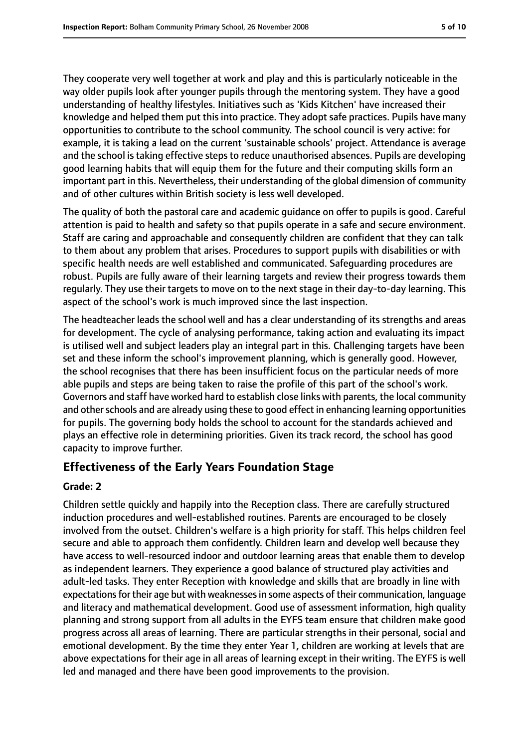They cooperate very well together at work and play and this is particularly noticeable in the way older pupils look after younger pupils through the mentoring system. They have a good understanding of healthy lifestyles. Initiatives such as 'Kids Kitchen' have increased their knowledge and helped them put this into practice. They adopt safe practices. Pupils have many opportunities to contribute to the school community. The school council is very active: for example, it is taking a lead on the current 'sustainable schools' project. Attendance is average and the school is taking effective steps to reduce unauthorised absences. Pupils are developing good learning habits that will equip them for the future and their computing skills form an important part in this. Nevertheless, their understanding of the global dimension of community and of other cultures within British society is less well developed.

The quality of both the pastoral care and academic guidance on offer to pupils is good. Careful attention is paid to health and safety so that pupils operate in a safe and secure environment. Staff are caring and approachable and consequently children are confident that they can talk to them about any problem that arises. Procedures to support pupils with disabilities or with specific health needs are well established and communicated. Safeguarding procedures are robust. Pupils are fully aware of their learning targets and review their progress towards them regularly. They use their targets to move on to the next stage in their day-to-day learning. This aspect of the school's work is much improved since the last inspection.

The headteacher leads the school well and has a clear understanding of its strengths and areas for development. The cycle of analysing performance, taking action and evaluating its impact is utilised well and subject leaders play an integral part in this. Challenging targets have been set and these inform the school's improvement planning, which is generally good. However, the school recognises that there has been insufficient focus on the particular needs of more able pupils and steps are being taken to raise the profile of this part of the school's work. Governors and staff have worked hard to establish close links with parents, the local community and other schools and are already using these to good effect in enhancing learning opportunities for pupils. The governing body holds the school to account for the standards achieved and plays an effective role in determining priorities. Given its track record, the school has good capacity to improve further.

## Effectiveness of the Early Years Foundation Stage

### Grade: 2

Children settle quickly and happily into the Reception class. There are carefully structured induction procedures and well-established routines. Parents are encouraged to be closely involved from the outset. Children's welfare is a high priority for staff. This helps children feel secure and able to approach them confidently. Children learn and develop well because they have access to well-resourced indoor and outdoor learning areas that enable them to develop as independent learners. They experience a good balance of structured play activities and adult-led tasks. They enter Reception with knowledge and skills that are broadly in line with expectations for their age but with weaknesses in some aspects of their communication, language and literacy and mathematical development. Good use of assessment information, high quality planning and strong support from all adults in the EYFS team ensure that children make good progress across all areas of learning. There are particular strengths in their personal, social and emotional development. By the time they enter Year 1, children are working at levels that are above expectations for their age in all areas of learning except in their writing. The EYFS is well led and managed and there have been good improvements to the provision.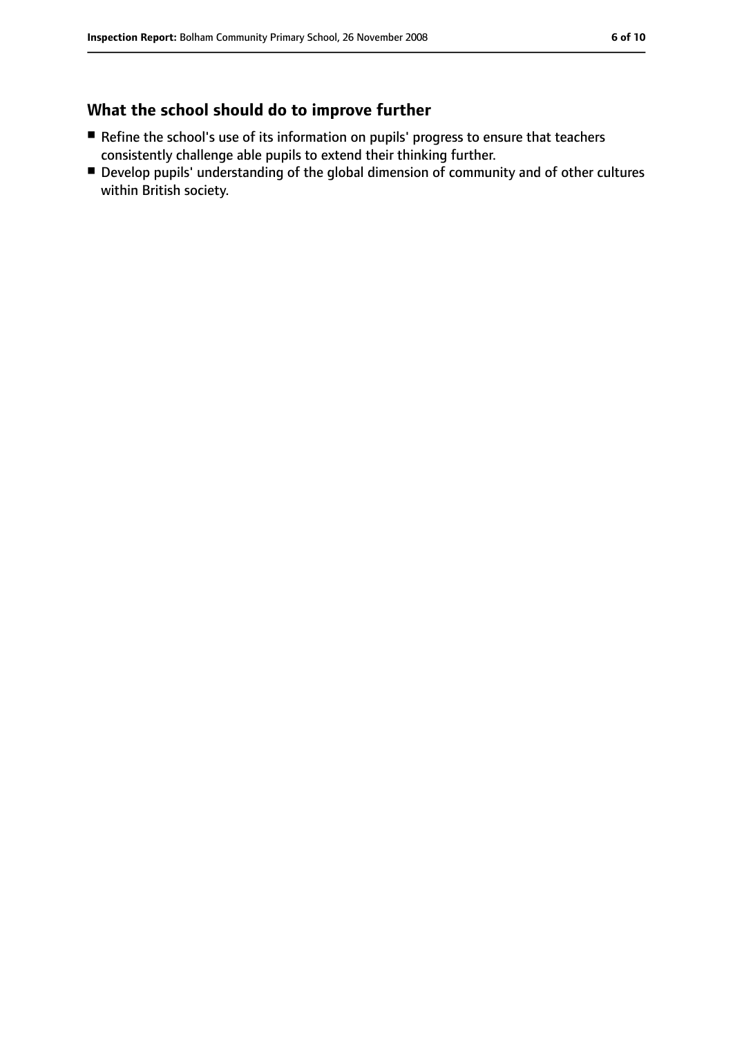## What the school should do to improve further

- Refine the school's use of its information on pupils' progress to ensure that teachers consistently challenge able pupils to extend their thinking further.
- Develop pupils' understanding of the global dimension of community and of other cultures within British society.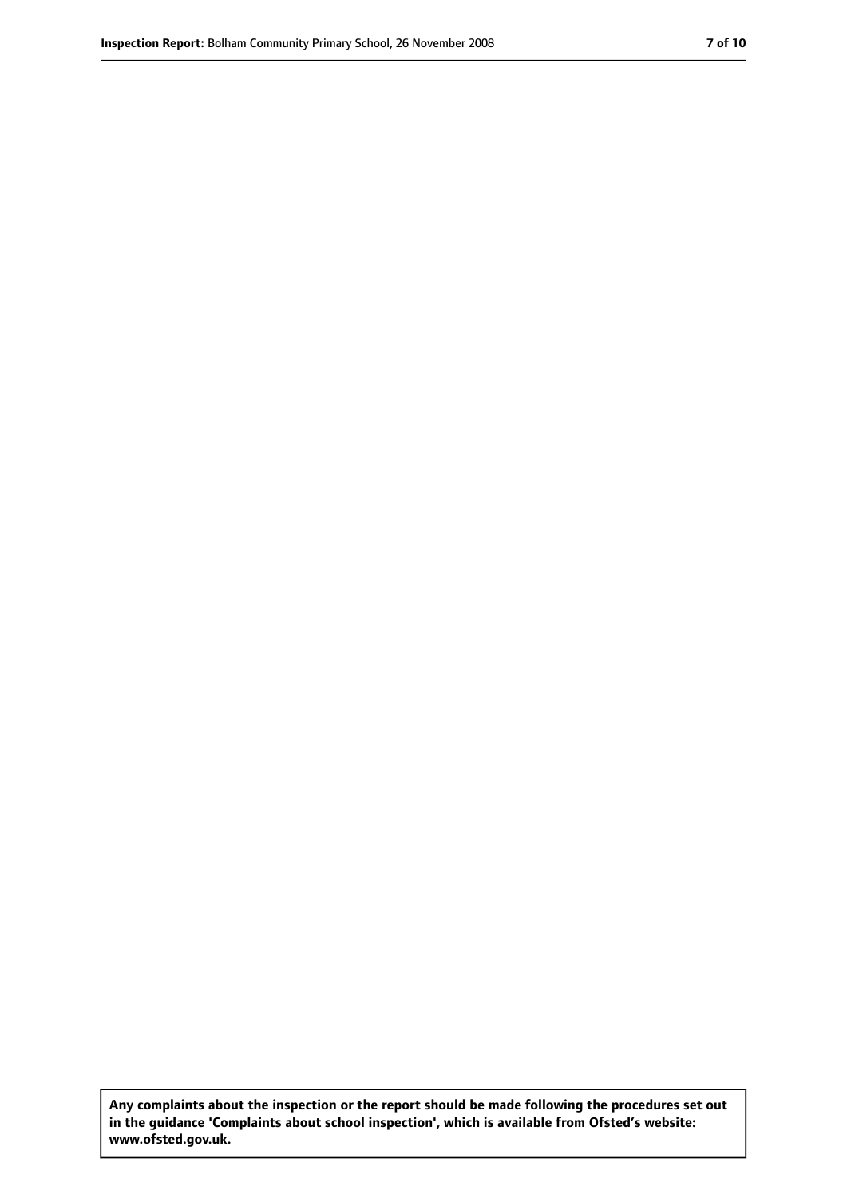**Any complaints about the inspection or the report should be made following the procedures set out in the guidance 'Complaints about school inspection', which is available from Ofsted's website: www.ofsted.gov.uk.**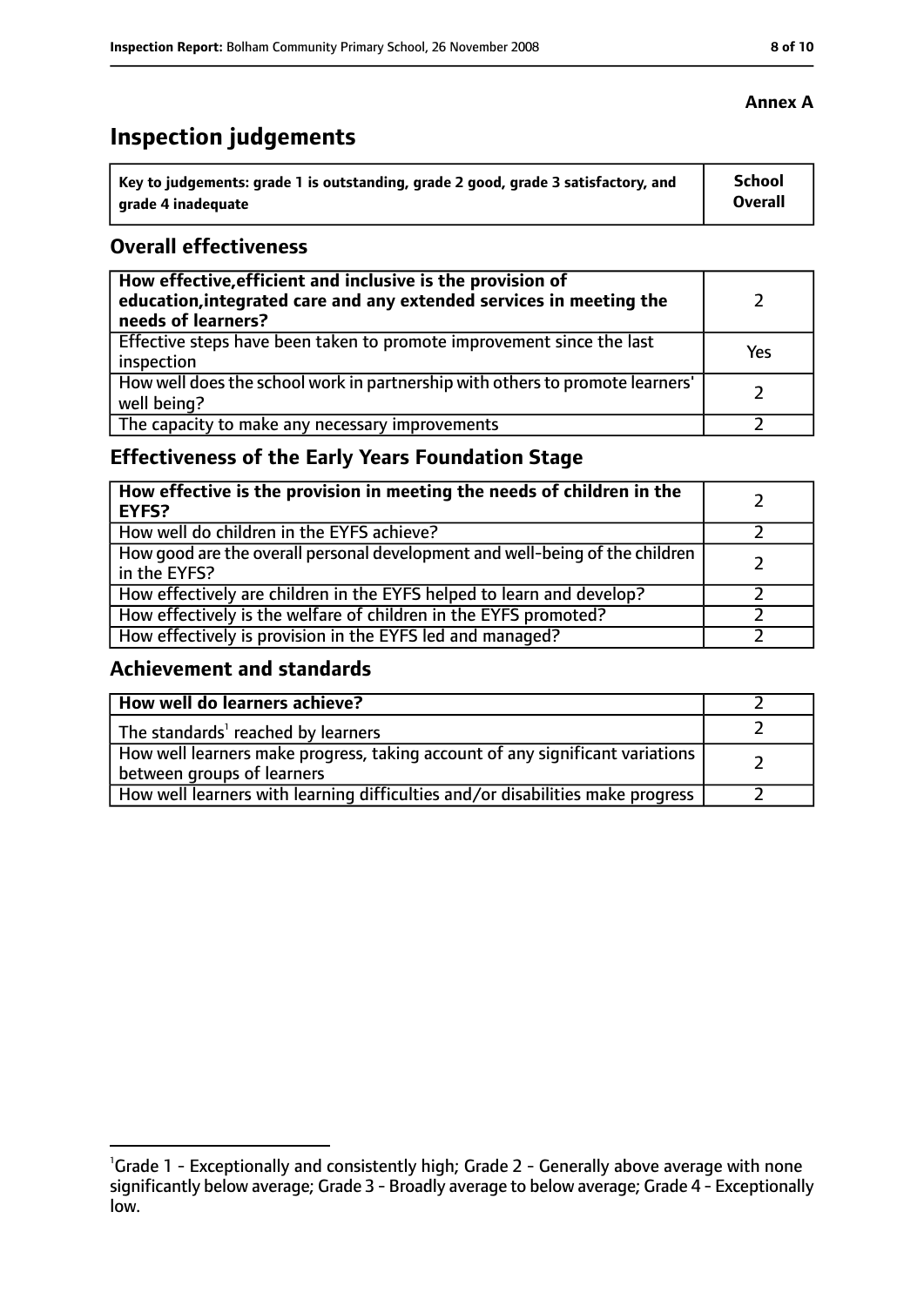**Annex A**

# Inspection judgements

| Key to judgements: grade 1 is outstanding, grade 2 good, grade 3 satisfactory, and grade 4 inadequate | School Overall |
|---|---|

## Overall effectiveness

| | |
|---|---|
| **How effective, efficient and inclusive is the provision of education, integrated care and any extended services in meeting the needs of learners?** | 2 |
| Effective steps have been taken to promote improvement since the last inspection | Yes |
| How well does the school work in partnership with others to promote learners' well being? | 2 |
| The capacity to make any necessary improvements | 2 |

## Effectiveness of the Early Years Foundation Stage

| | |
|---|---|
| **How effective is the provision in meeting the needs of children in the EYFS?** | 2 |
| How well do children in the EYFS achieve? | 2 |
| How good are the overall personal development and well-being of the children in the EYFS? | 2 |
| How effectively are children in the EYFS helped to learn and develop? | 2 |
| How effectively is the welfare of children in the EYFS promoted? | 2 |
| How effectively is provision in the EYFS led and managed? | 2 |

## Achievement and standards

| | |
|---|---|
| **How well do learners achieve?** | 2 |
| The standards[1] reached by learners | 2 |
| How well learners make progress, taking account of any significant variations between groups of learners | 2 |
| How well learners with learning difficulties and/or disabilities make progress | 2 |

[1] Grade 1 - Exceptionally and consistently high; Grade 2 - Generally above average with none significantly below average; Grade 3 - Broadly average to below average; Grade 4 - Exceptionally low.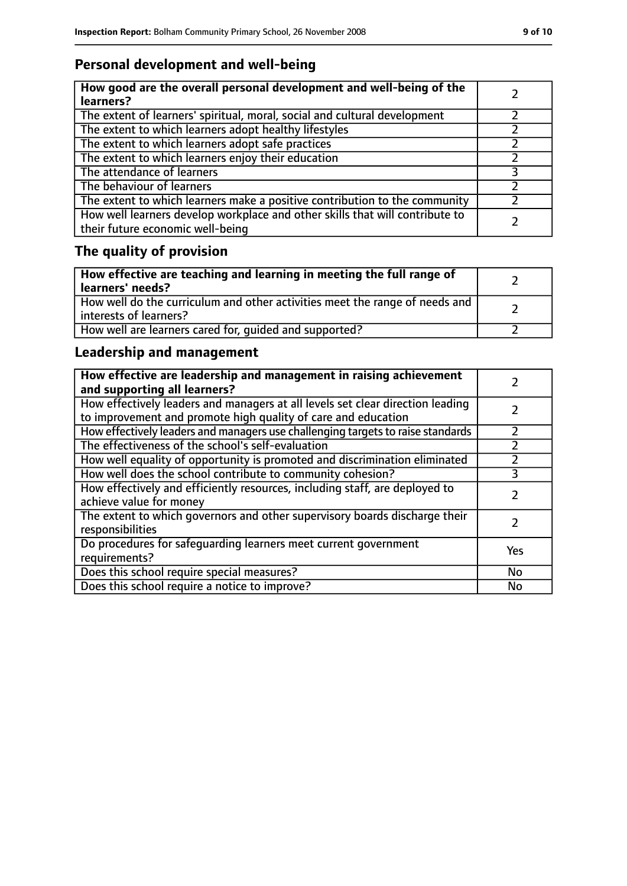## Personal development and well-being

| How good are the overall personal development and well-being of the learners? | 2 |
|---|---|
| The extent of learners' spiritual, moral, social and cultural development | 2 |
| The extent to which learners adopt healthy lifestyles | 2 |
| The extent to which learners adopt safe practices | 2 |
| The extent to which learners enjoy their education | 2 |
| The attendance of learners | 3 |
| The behaviour of learners | 2 |
| The extent to which learners make a positive contribution to the community | 2 |
| How well learners develop workplace and other skills that will contribute to their future economic well-being | 2 |

## The quality of provision

| How effective are teaching and learning in meeting the full range of learners' needs? | 2 |
|---|---|
| How well do the curriculum and other activities meet the range of needs and interests of learners? | 2 |
| How well are learners cared for, guided and supported? | 2 |

## Leadership and management

| How effective are leadership and management in raising achievement and supporting all learners? | 2 |
|---|---|
| How effectively leaders and managers at all levels set clear direction leading to improvement and promote high quality of care and education | 2 |
| How effectively leaders and managers use challenging targets to raise standards | 2 |
| The effectiveness of the school's self-evaluation | 2 |
| How well equality of opportunity is promoted and discrimination eliminated | 2 |
| How well does the school contribute to community cohesion? | 3 |
| How effectively and efficiently resources, including staff, are deployed to achieve value for money | 2 |
| The extent to which governors and other supervisory boards discharge their responsibilities | 2 |
| Do procedures for safeguarding learners meet current government requirements? | Yes |
| Does this school require special measures? | No |
| Does this school require a notice to improve? | No |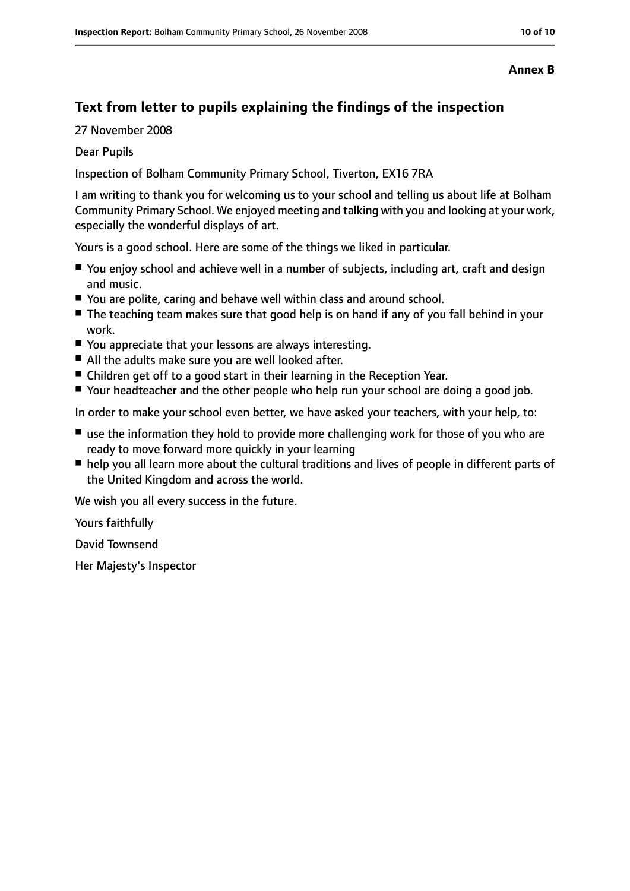**Annex B**

## Text from letter to pupils explaining the findings of the inspection

27 November 2008

Dear Pupils

Inspection of Bolham Community Primary School, Tiverton, EX16 7RA

I am writing to thank you for welcoming us to your school and telling us about life at Bolham Community Primary School. We enjoyed meeting and talking with you and looking at your work, especially the wonderful displays of art.

Yours is a good school. Here are some of the things we liked in particular.

- You enjoy school and achieve well in a number of subjects, including art, craft and design and music.
- You are polite, caring and behave well within class and around school.
- The teaching team makes sure that good help is on hand if any of you fall behind in your work.
- You appreciate that your lessons are always interesting.
- All the adults make sure you are well looked after.
- Children get off to a good start in their learning in the Reception Year.
- Your headteacher and the other people who help run your school are doing a good job.

In order to make your school even better, we have asked your teachers, with your help, to:

- use the information they hold to provide more challenging work for those of you who are ready to move forward more quickly in your learning
- help you all learn more about the cultural traditions and lives of people in different parts of the United Kingdom and across the world.

We wish you all every success in the future.

Yours faithfully

David Townsend

Her Majesty's Inspector